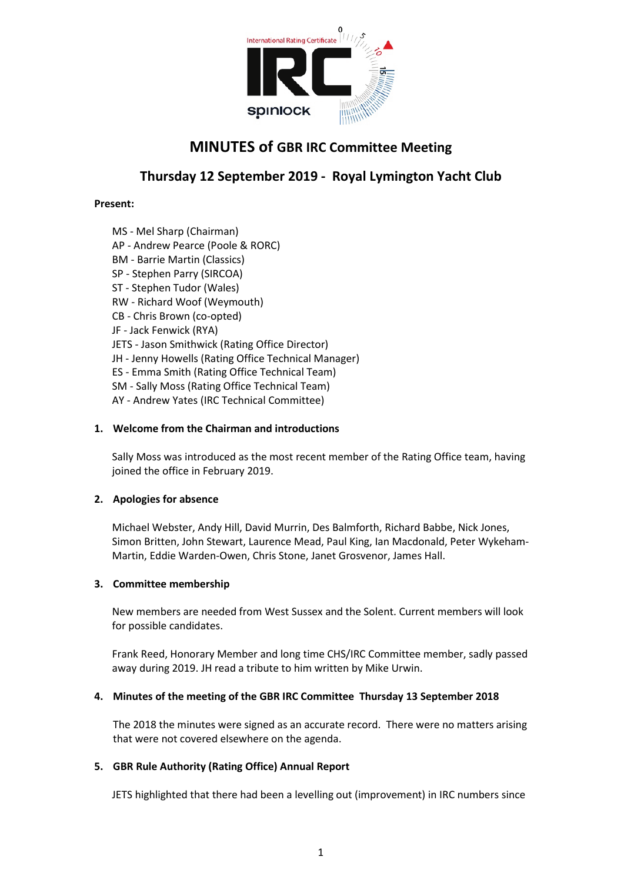# MINUTES of GBR IRC Committee Meeting

## Thursday 12 September 2019 - Royal Lymington Yacht Club

**Present:**

MS - Mel Sharp (Chairman)
AP - Andrew Pearce (Poole & RORC)
BM - Barrie Martin (Classics)
SP - Stephen Parry (SIRCOA)
ST - Stephen Tudor (Wales)
RW - Richard Woof (Weymouth)
CB - Chris Brown (co-opted)
JF - Jack Fenwick (RYA)
JETS - Jason Smithwick (Rating Office Director)
JH - Jenny Howells (Rating Office Technical Manager)
ES - Emma Smith (Rating Office Technical Team)
SM - Sally Moss (Rating Office Technical Team)
AY - Andrew Yates (IRC Technical Committee)

### 1. Welcome from the Chairman and introductions

Sally Moss was introduced as the most recent member of the Rating Office team, having joined the office in February 2019.

### 2. Apologies for absence

Michael Webster, Andy Hill, David Murrin, Des Balmforth, Richard Babbe, Nick Jones, Simon Britten, John Stewart, Laurence Mead, Paul King, Ian Macdonald, Peter Wykeham-Martin, Eddie Warden-Owen, Chris Stone, Janet Grosvenor, James Hall.

### 3. Committee membership

New members are needed from West Sussex and the Solent. Current members will look for possible candidates.

Frank Reed, Honorary Member and long time CHS/IRC Committee member, sadly passed away during 2019. JH read a tribute to him written by Mike Urwin.

### 4. Minutes of the meeting of the GBR IRC Committee Thursday 13 September 2018

The 2018 the minutes were signed as an accurate record. There were no matters arising that were not covered elsewhere on the agenda.

### 5. GBR Rule Authority (Rating Office) Annual Report

JETS highlighted that there had been a levelling out (improvement) in IRC numbers since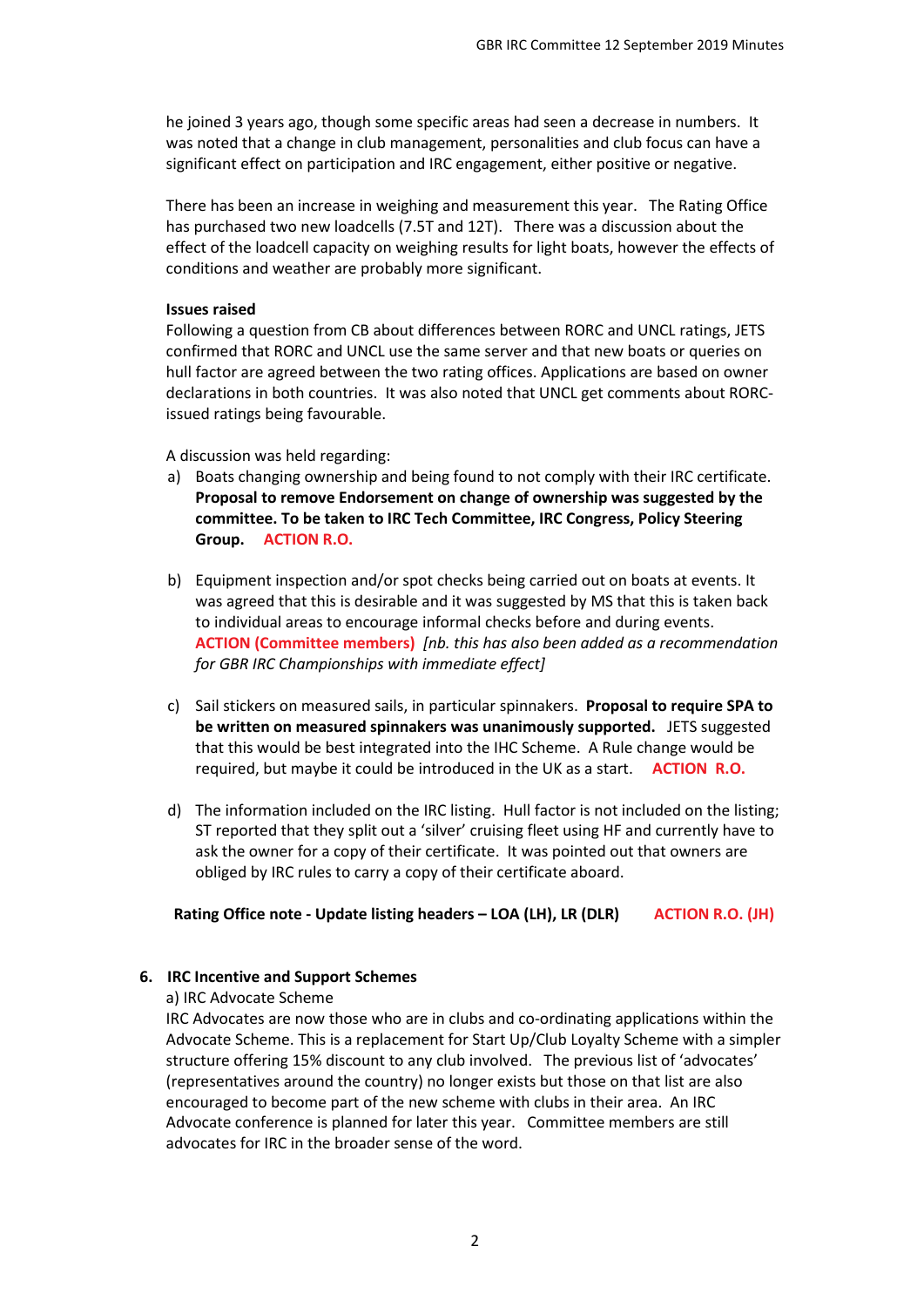he joined 3 years ago, though some specific areas had seen a decrease in numbers. It was noted that a change in club management, personalities and club focus can have a significant effect on participation and IRC engagement, either positive or negative.

There has been an increase in weighing and measurement this year. The Rating Office has purchased two new loadcells (7.5T and 12T). There was a discussion about the effect of the loadcell capacity on weighing results for light boats, however the effects of conditions and weather are probably more significant.

**Issues raised**

Following a question from CB about differences between RORC and UNCL ratings, JETS confirmed that RORC and UNCL use the same server and that new boats or queries on hull factor are agreed between the two rating offices. Applications are based on owner declarations in both countries. It was also noted that UNCL get comments about RORC-issued ratings being favourable.

A discussion was held regarding:

a) Boats changing ownership and being found to not comply with their IRC certificate. **Proposal to remove Endorsement on change of ownership was suggested by the committee. To be taken to IRC Tech Committee, IRC Congress, Policy Steering Group.** **ACTION R.O.**

b) Equipment inspection and/or spot checks being carried out on boats at events. It was agreed that this is desirable and it was suggested by MS that this is taken back to individual areas to encourage informal checks before and during events. **ACTION (Committee members)** *[nb. this has also been added as a recommendation for GBR IRC Championships with immediate effect]*

c) Sail stickers on measured sails, in particular spinnakers. **Proposal to require SPA to be written on measured spinnakers was unanimously supported.** JETS suggested that this would be best integrated into the IHC Scheme. A Rule change would be required, but maybe it could be introduced in the UK as a start. **ACTION R.O.**

d) The information included on the IRC listing. Hull factor is not included on the listing; ST reported that they split out a 'silver' cruising fleet using HF and currently have to ask the owner for a copy of their certificate. It was pointed out that owners are obliged by IRC rules to carry a copy of their certificate aboard.

**Rating Office note - Update listing headers – LOA (LH), LR (DLR)** **ACTION R.O. (JH)**

## 6. IRC Incentive and Support Schemes

a) IRC Advocate Scheme

IRC Advocates are now those who are in clubs and co-ordinating applications within the Advocate Scheme. This is a replacement for Start Up/Club Loyalty Scheme with a simpler structure offering 15% discount to any club involved. The previous list of 'advocates' (representatives around the country) no longer exists but those on that list are also encouraged to become part of the new scheme with clubs in their area. An IRC Advocate conference is planned for later this year. Committee members are still advocates for IRC in the broader sense of the word.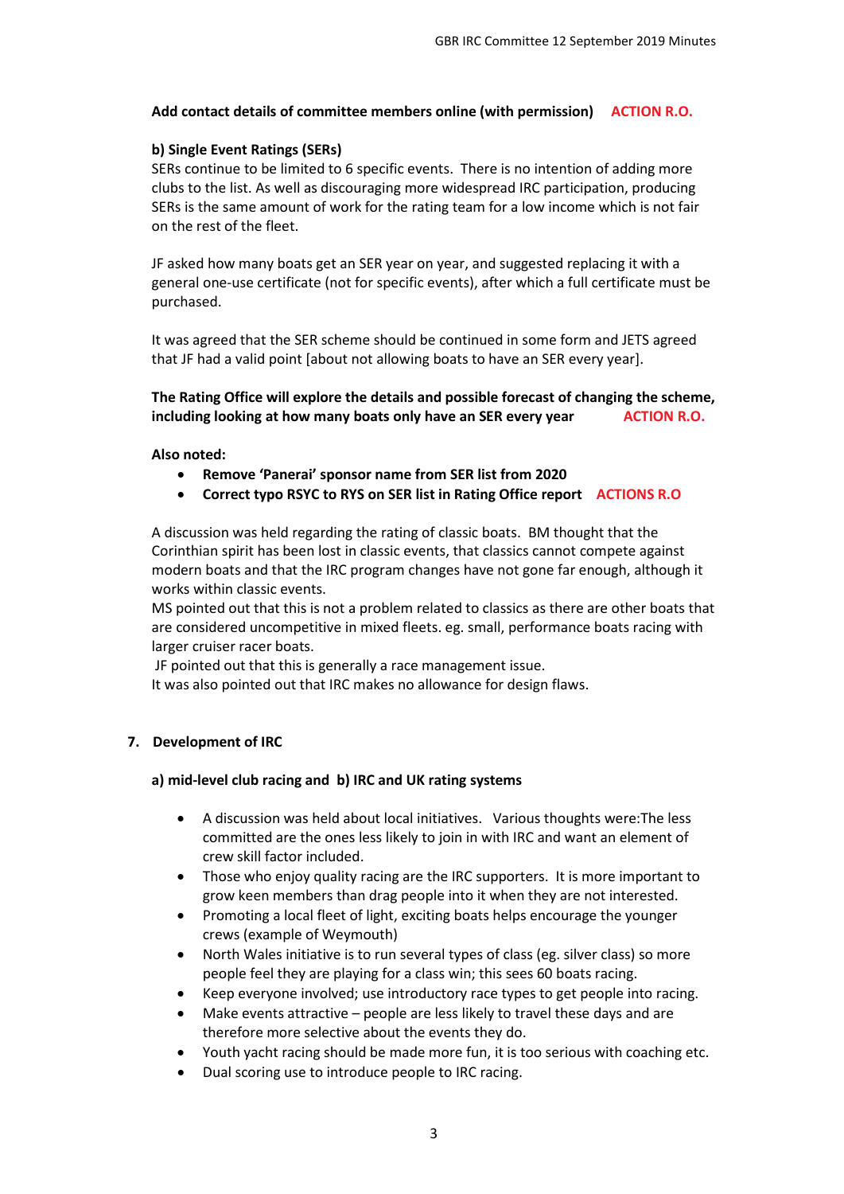**Add contact details of committee members online (with permission) ACTION R.O.**

**b) Single Event Ratings (SERs)**

SERs continue to be limited to 6 specific events. There is no intention of adding more clubs to the list. As well as discouraging more widespread IRC participation, producing SERs is the same amount of work for the rating team for a low income which is not fair on the rest of the fleet.

JF asked how many boats get an SER year on year, and suggested replacing it with a general one-use certificate (not for specific events), after which a full certificate must be purchased.

It was agreed that the SER scheme should be continued in some form and JETS agreed that JF had a valid point [about not allowing boats to have an SER every year].

**The Rating Office will explore the details and possible forecast of changing the scheme, including looking at how many boats only have an SER every year ACTION R.O.**

**Also noted:**

- **Remove 'Panerai' sponsor name from SER list from 2020**
- **Correct typo RSYC to RYS on SER list in Rating Office report ACTIONS R.O**

A discussion was held regarding the rating of classic boats. BM thought that the Corinthian spirit has been lost in classic events, that classics cannot compete against modern boats and that the IRC program changes have not gone far enough, although it works within classic events.
MS pointed out that this is not a problem related to classics as there are other boats that are considered uncompetitive in mixed fleets. eg. small, performance boats racing with larger cruiser racer boats.
JF pointed out that this is generally a race management issue.
It was also pointed out that IRC makes no allowance for design flaws.

## 7. Development of IRC

**a) mid-level club racing and b) IRC and UK rating systems**

- A discussion was held about local initiatives. Various thoughts were:The less committed are the ones less likely to join in with IRC and want an element of crew skill factor included.
- Those who enjoy quality racing are the IRC supporters. It is more important to grow keen members than drag people into it when they are not interested.
- Promoting a local fleet of light, exciting boats helps encourage the younger crews (example of Weymouth)
- North Wales initiative is to run several types of class (eg. silver class) so more people feel they are playing for a class win; this sees 60 boats racing.
- Keep everyone involved; use introductory race types to get people into racing.
- Make events attractive – people are less likely to travel these days and are therefore more selective about the events they do.
- Youth yacht racing should be made more fun, it is too serious with coaching etc.
- Dual scoring use to introduce people to IRC racing.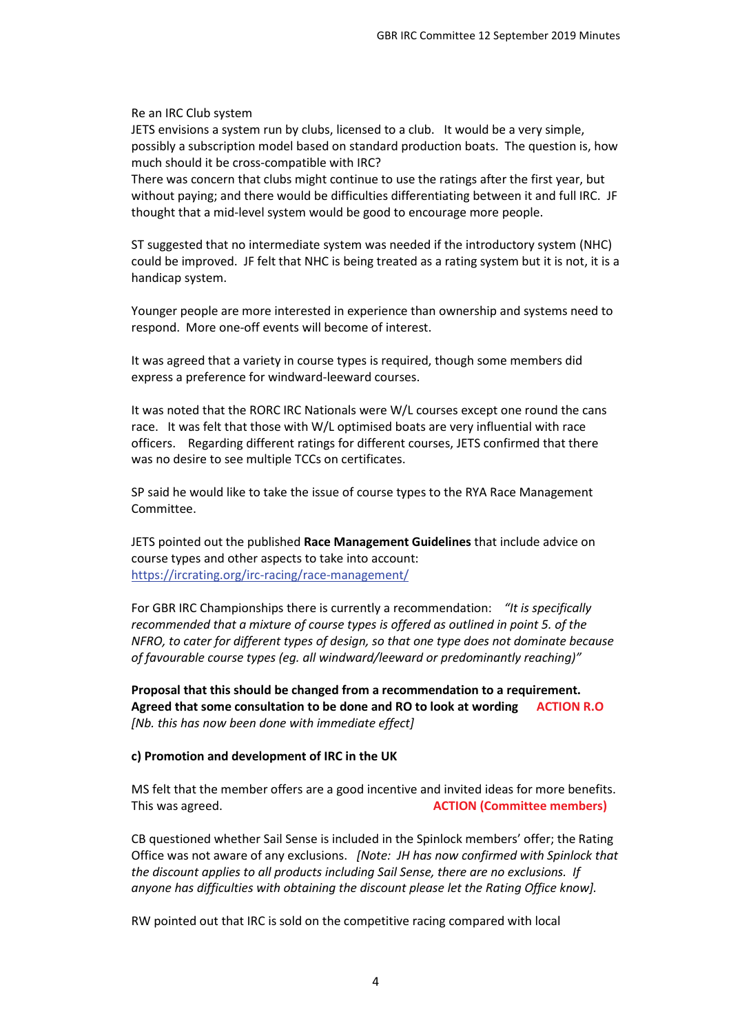Re an IRC Club system
JETS envisions a system run by clubs, licensed to a club. It would be a very simple, possibly a subscription model based on standard production boats. The question is, how much should it be cross-compatible with IRC?
There was concern that clubs might continue to use the ratings after the first year, but without paying; and there would be difficulties differentiating between it and full IRC. JF thought that a mid-level system would be good to encourage more people.

ST suggested that no intermediate system was needed if the introductory system (NHC) could be improved. JF felt that NHC is being treated as a rating system but it is not, it is a handicap system.

Younger people are more interested in experience than ownership and systems need to respond. More one-off events will become of interest.

It was agreed that a variety in course types is required, though some members did express a preference for windward-leeward courses.

It was noted that the RORC IRC Nationals were W/L courses except one round the cans race. It was felt that those with W/L optimised boats are very influential with race officers. Regarding different ratings for different courses, JETS confirmed that there was no desire to see multiple TCCs on certificates.

SP said he would like to take the issue of course types to the RYA Race Management Committee.

JETS pointed out the published **Race Management Guidelines** that include advice on course types and other aspects to take into account: https://ircrating.org/irc-racing/race-management/

For GBR IRC Championships there is currently a recommendation: *"It is specifically recommended that a mixture of course types is offered as outlined in point 5. of the NFRO, to cater for different types of design, so that one type does not dominate because of favourable course types (eg. all windward/leeward or predominantly reaching)"*

**Proposal that this should be changed from a recommendation to a requirement. Agreed that some consultation to be done and RO to look at wording** **ACTION R.O**
*[Nb. this has now been done with immediate effect]*

**c) Promotion and development of IRC in the UK**

MS felt that the member offers are a good incentive and invited ideas for more benefits. This was agreed. **ACTION (Committee members)**

CB questioned whether Sail Sense is included in the Spinlock members' offer; the Rating Office was not aware of any exclusions. *[Note: JH has now confirmed with Spinlock that the discount applies to all products including Sail Sense, there are no exclusions. If anyone has difficulties with obtaining the discount please let the Rating Office know].*

RW pointed out that IRC is sold on the competitive racing compared with local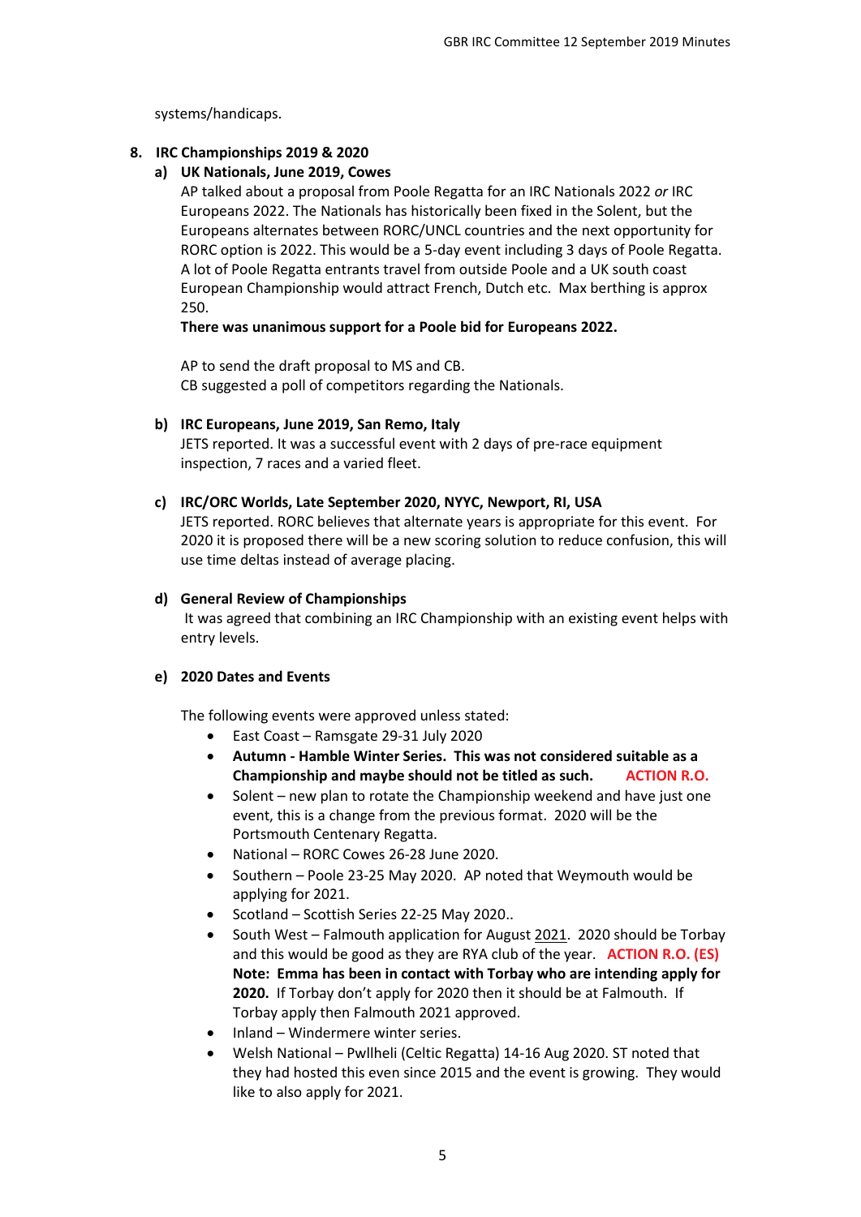systems/handicaps.

## 8. IRC Championships 2019 & 2020

### a) UK Nationals, June 2019, Cowes

AP talked about a proposal from Poole Regatta for an IRC Nationals 2022 *or* IRC Europeans 2022. The Nationals has historically been fixed in the Solent, but the Europeans alternates between RORC/UNCL countries and the next opportunity for RORC option is 2022. This would be a 5-day event including 3 days of Poole Regatta. A lot of Poole Regatta entrants travel from outside Poole and a UK south coast European Championship would attract French, Dutch etc. Max berthing is approx 250.

**There was unanimous support for a Poole bid for Europeans 2022.**

AP to send the draft proposal to MS and CB.
CB suggested a poll of competitors regarding the Nationals.

### b) IRC Europeans, June 2019, San Remo, Italy

JETS reported. It was a successful event with 2 days of pre-race equipment inspection, 7 races and a varied fleet.

### c) IRC/ORC Worlds, Late September 2020, NYYC, Newport, RI, USA

JETS reported. RORC believes that alternate years is appropriate for this event. For 2020 it is proposed there will be a new scoring solution to reduce confusion, this will use time deltas instead of average placing.

### d) General Review of Championships

It was agreed that combining an IRC Championship with an existing event helps with entry levels.

### e) 2020 Dates and Events

The following events were approved unless stated:

- East Coast – Ramsgate 29-31 July 2020
- **Autumn - Hamble Winter Series. This was not considered suitable as a Championship and maybe should not be titled as such.** **ACTION R.O.**
- Solent – new plan to rotate the Championship weekend and have just one event, this is a change from the previous format. 2020 will be the Portsmouth Centenary Regatta.
- National – RORC Cowes 26-28 June 2020.
- Southern – Poole 23-25 May 2020. AP noted that Weymouth would be applying for 2021.
- Scotland – Scottish Series 22-25 May 2020..
- South West – Falmouth application for August 2021. 2020 should be Torbay and this would be good as they are RYA club of the year. **ACTION R.O. (ES)** **Note: Emma has been in contact with Torbay who are intending apply for 2020.** If Torbay don't apply for 2020 then it should be at Falmouth. If Torbay apply then Falmouth 2021 approved.
- Inland – Windermere winter series.
- Welsh National – Pwllheli (Celtic Regatta) 14-16 Aug 2020. ST noted that they had hosted this even since 2015 and the event is growing. They would like to also apply for 2021.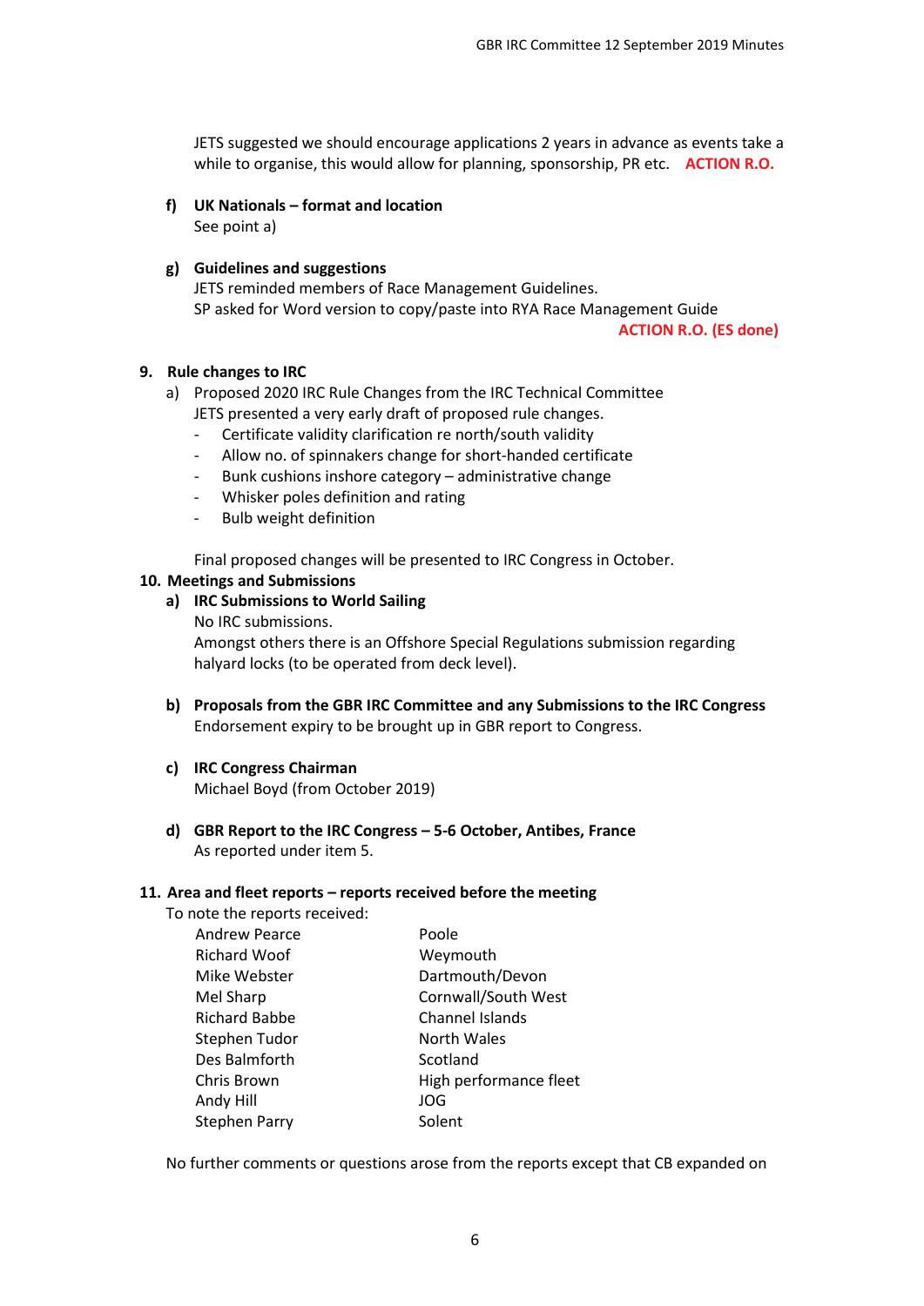JETS suggested we should encourage applications 2 years in advance as events take a while to organise, this would allow for planning, sponsorship, PR etc. **ACTION R.O.**

**f) UK Nationals – format and location**

See point a)

**g) Guidelines and suggestions**

JETS reminded members of Race Management Guidelines.
SP asked for Word version to copy/paste into RYA Race Management Guide

**ACTION R.O. (ES done)**

## 9. Rule changes to IRC

a) Proposed 2020 IRC Rule Changes from the IRC Technical Committee
JETS presented a very early draft of proposed rule changes.

- Certificate validity clarification re north/south validity
- Allow no. of spinnakers change for short-handed certificate
- Bunk cushions inshore category – administrative change
- Whisker poles definition and rating
- Bulb weight definition

Final proposed changes will be presented to IRC Congress in October.

## 10. Meetings and Submissions

**a) IRC Submissions to World Sailing**

No IRC submissions.
Amongst others there is an Offshore Special Regulations submission regarding halyard locks (to be operated from deck level).

**b) Proposals from the GBR IRC Committee and any Submissions to the IRC Congress**

Endorsement expiry to be brought up in GBR report to Congress.

**c) IRC Congress Chairman**

Michael Boyd (from October 2019)

**d) GBR Report to the IRC Congress – 5-6 October, Antibes, France**

As reported under item 5.

## 11. Area and fleet reports – reports received before the meeting

To note the reports received:

| | |
|---|---|
| Andrew Pearce | Poole |
| Richard Woof | Weymouth |
| Mike Webster | Dartmouth/Devon |
| Mel Sharp | Cornwall/South West |
| Richard Babbe | Channel Islands |
| Stephen Tudor | North Wales |
| Des Balmforth | Scotland |
| Chris Brown | High performance fleet |
| Andy Hill | JOG |
| Stephen Parry | Solent |

No further comments or questions arose from the reports except that CB expanded on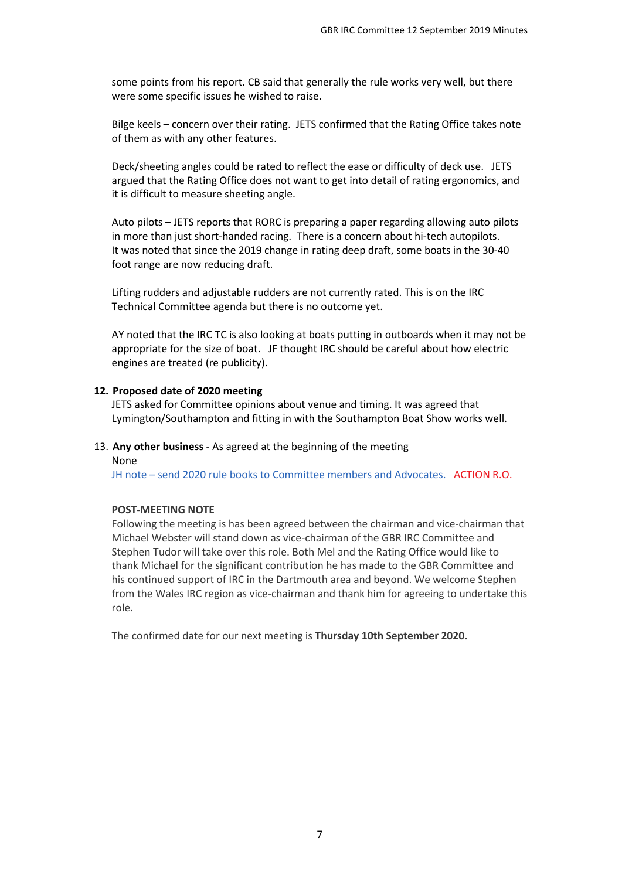some points from his report. CB said that generally the rule works very well, but there were some specific issues he wished to raise.

Bilge keels – concern over their rating. JETS confirmed that the Rating Office takes note of them as with any other features.

Deck/sheeting angles could be rated to reflect the ease or difficulty of deck use. JETS argued that the Rating Office does not want to get into detail of rating ergonomics, and it is difficult to measure sheeting angle.

Auto pilots – JETS reports that RORC is preparing a paper regarding allowing auto pilots in more than just short-handed racing. There is a concern about hi-tech autopilots. It was noted that since the 2019 change in rating deep draft, some boats in the 30-40 foot range are now reducing draft.

Lifting rudders and adjustable rudders are not currently rated. This is on the IRC Technical Committee agenda but there is no outcome yet.

AY noted that the IRC TC is also looking at boats putting in outboards when it may not be appropriate for the size of boat. JF thought IRC should be careful about how electric engines are treated (re publicity).

12. **Proposed date of 2020 meeting**
    JETS asked for Committee opinions about venue and timing. It was agreed that Lymington/Southampton and fitting in with the Southampton Boat Show works well.

13. **Any other business** - As agreed at the beginning of the meeting
    None
    JH note – send 2020 rule books to Committee members and Advocates. ACTION R.O.

**POST-MEETING NOTE**

Following the meeting is has been agreed between the chairman and vice-chairman that Michael Webster will stand down as vice-chairman of the GBR IRC Committee and Stephen Tudor will take over this role. Both Mel and the Rating Office would like to thank Michael for the significant contribution he has made to the GBR Committee and his continued support of IRC in the Dartmouth area and beyond. We welcome Stephen from the Wales IRC region as vice-chairman and thank him for agreeing to undertake this role.

The confirmed date for our next meeting is **Thursday 10th September 2020.**